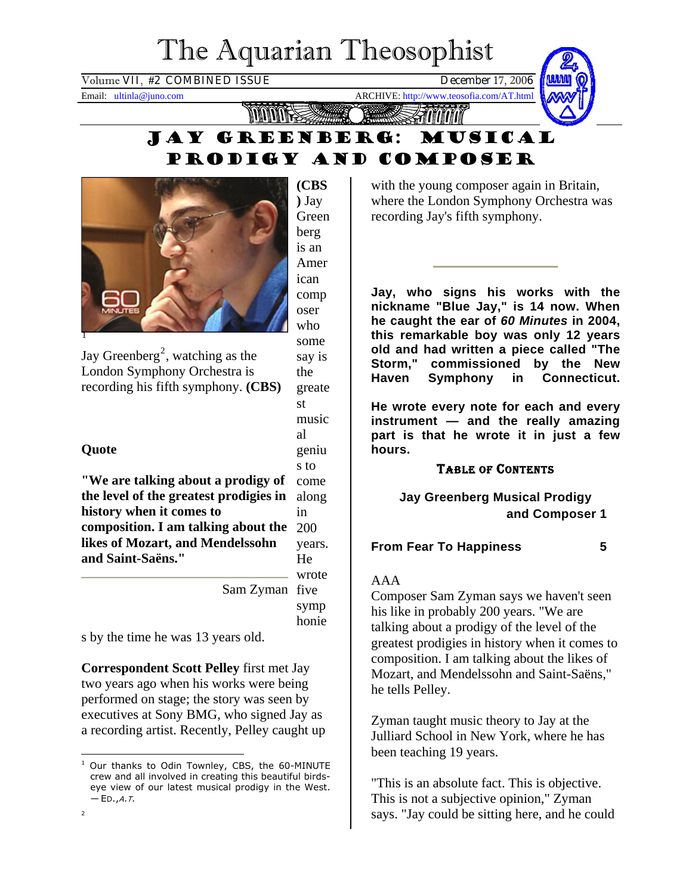# The Aquarian Theosophist

Volume VII, #2 COMBINED ISSUE December 17, 2006

Email: ultinla@juno.com ARCHIVE: http://www.teosofia.com/AT.html

## Jay Greenberg: Musical Prodigy and Composer

[1]

Jay Greenberg[2], watching as the London Symphony Orchestra is recording his fifth symphony. **(CBS)**

**Quote**

**"We are talking about a prodigy of the level of the greatest prodigies in history when it comes to composition. I am talking about the likes of Mozart, and Mendelssohn and Saint-Saëns."**

Sam Zyman

**(CBS)** Jay Greenberg is an American composer who some say is the greatest musical genius to come along in 200 years. He wrote five symphonies by the time he was 13 years old.

**Correspondent Scott Pelley** first met Jay two years ago when his works were being performed on stage; the story was seen by executives at Sony BMG, who signed Jay as a recording artist. Recently, Pelley caught up with the young composer again in Britain, where the London Symphony Orchestra was recording Jay's fifth symphony.

**Jay, who signs his works with the nickname "Blue Jay," is 14 now. When he caught the ear of *60 Minutes* in 2004, this remarkable boy was only 12 years old and had written a piece called "The Storm," commissioned by the New Haven Symphony in Connecticut.**

**He wrote every note for each and every instrument — and the really amazing part is that he wrote it in just a few hours.**

**Table of Contents**

| | |
|---|---|
| **Jay Greenberg Musical Prodigy and Composer** | **1** |
| **From Fear To Happiness** | **5** |

AAA

Composer Sam Zyman says we haven't seen his like in probably 200 years. "We are talking about a prodigy of the level of the greatest prodigies in history when it comes to composition. I am talking about the likes of Mozart, and Mendelssohn and Saint-Saëns," he tells Pelley.

Zyman taught music theory to Jay at the Julliard School in New York, where he has been teaching 19 years.

"This is an absolute fact. This is objective. This is not a subjective opinion," Zyman says. "Jay could be sitting here, and he could

---

[1] Our thanks to Odin Townley, CBS, the 60-MINUTE crew and all involved in creating this beautiful birds-eye view of our latest musical prodigy in the West. —ED.,*A.T.*

[2]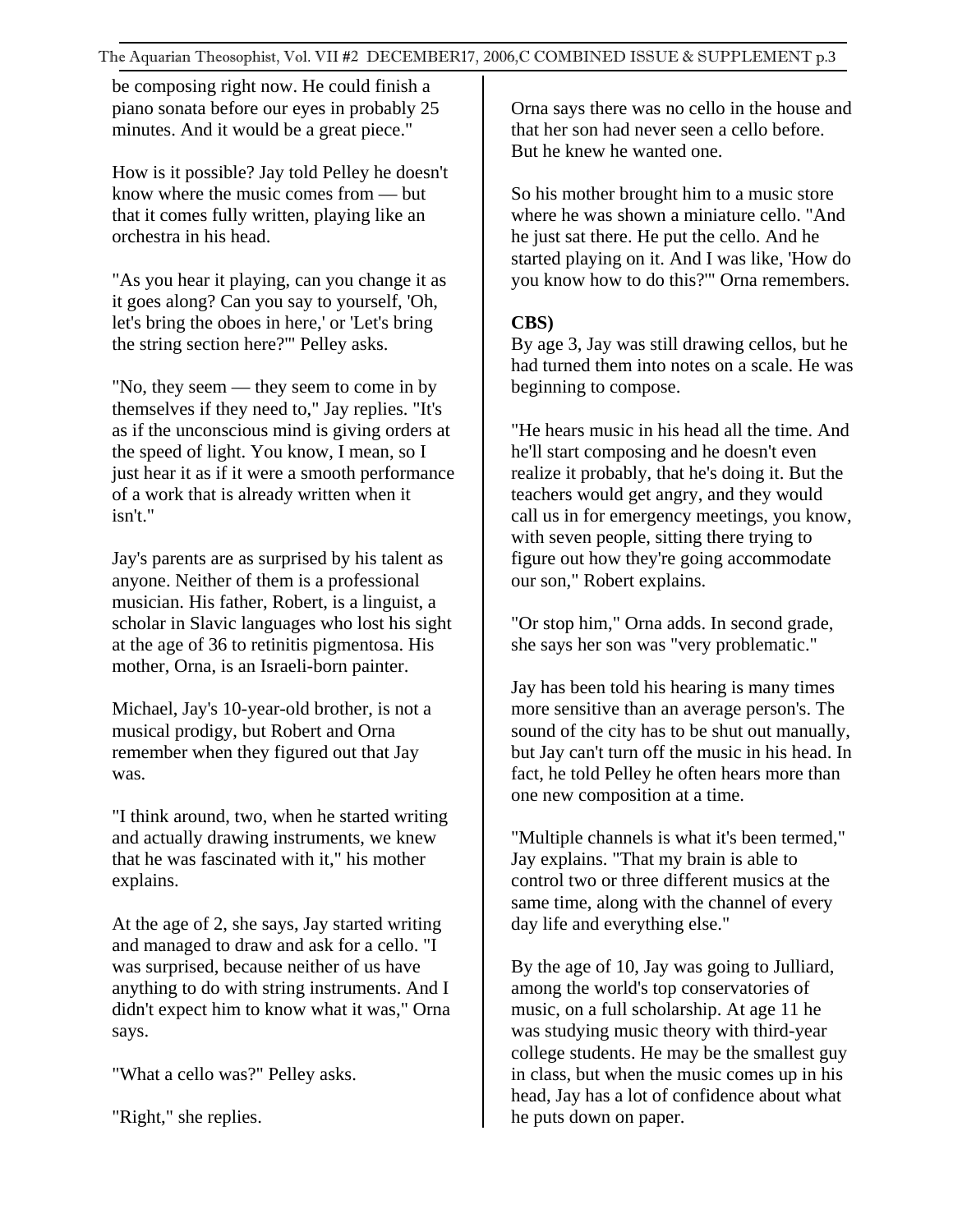be composing right now. He could finish a piano sonata before our eyes in probably 25 minutes. And it would be a great piece."

How is it possible? Jay told Pelley he doesn't know where the music comes from — but that it comes fully written, playing like an orchestra in his head.

"As you hear it playing, can you change it as it goes along? Can you say to yourself, 'Oh, let's bring the oboes in here,' or 'Let's bring the string section here?'" Pelley asks.

"No, they seem — they seem to come in by themselves if they need to," Jay replies. "It's as if the unconscious mind is giving orders at the speed of light. You know, I mean, so I just hear it as if it were a smooth performance of a work that is already written when it isn't."

Jay's parents are as surprised by his talent as anyone. Neither of them is a professional musician. His father, Robert, is a linguist, a scholar in Slavic languages who lost his sight at the age of 36 to retinitis pigmentosa. His mother, Orna, is an Israeli-born painter.

Michael, Jay's 10-year-old brother, is not a musical prodigy, but Robert and Orna remember when they figured out that Jay was.

"I think around, two, when he started writing and actually drawing instruments, we knew that he was fascinated with it," his mother explains.

At the age of 2, she says, Jay started writing and managed to draw and ask for a cello. "I was surprised, because neither of us have anything to do with string instruments. And I didn't expect him to know what it was," Orna says.

"What a cello was?" Pelley asks.

"Right," she replies.

Orna says there was no cello in the house and that her son had never seen a cello before. But he knew he wanted one.

So his mother brought him to a music store where he was shown a miniature cello. "And he just sat there. He put the cello. And he started playing on it. And I was like, 'How do you know how to do this?'" Orna remembers.

**CBS)**

By age 3, Jay was still drawing cellos, but he had turned them into notes on a scale. He was beginning to compose.

"He hears music in his head all the time. And he'll start composing and he doesn't even realize it probably, that he's doing it. But the teachers would get angry, and they would call us in for emergency meetings, you know, with seven people, sitting there trying to figure out how they're going accommodate our son," Robert explains.

"Or stop him," Orna adds. In second grade, she says her son was "very problematic."

Jay has been told his hearing is many times more sensitive than an average person's. The sound of the city has to be shut out manually, but Jay can't turn off the music in his head. In fact, he told Pelley he often hears more than one new composition at a time.

"Multiple channels is what it's been termed," Jay explains. "That my brain is able to control two or three different musics at the same time, along with the channel of every day life and everything else."

By the age of 10, Jay was going to Julliard, among the world's top conservatories of music, on a full scholarship. At age 11 he was studying music theory with third-year college students. He may be the smallest guy in class, but when the music comes up in his head, Jay has a lot of confidence about what he puts down on paper.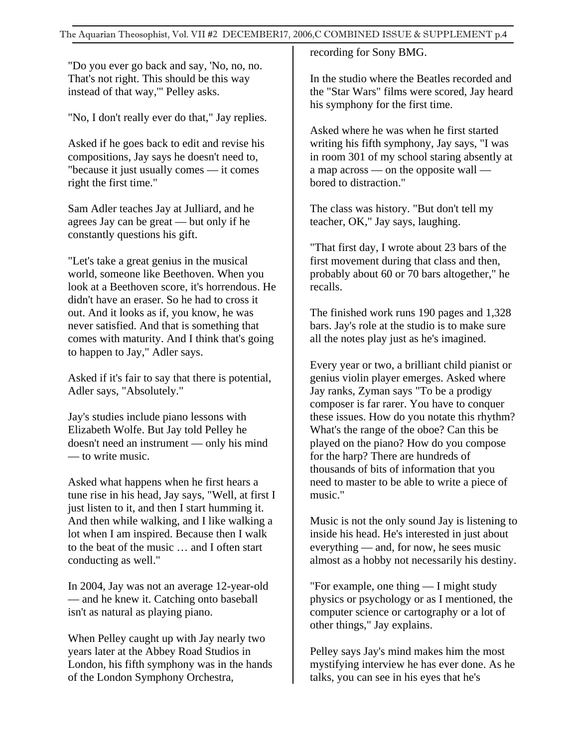"Do you ever go back and say, 'No, no, no. That's not right. This should be this way instead of that way,'" Pelley asks.

"No, I don't really ever do that," Jay replies.

Asked if he goes back to edit and revise his compositions, Jay says he doesn't need to, "because it just usually comes — it comes right the first time."

Sam Adler teaches Jay at Julliard, and he agrees Jay can be great — but only if he constantly questions his gift.

"Let's take a great genius in the musical world, someone like Beethoven. When you look at a Beethoven score, it's horrendous. He didn't have an eraser. So he had to cross it out. And it looks as if, you know, he was never satisfied. And that is something that comes with maturity. And I think that's going to happen to Jay," Adler says.

Asked if it's fair to say that there is potential, Adler says, "Absolutely."

Jay's studies include piano lessons with Elizabeth Wolfe. But Jay told Pelley he doesn't need an instrument — only his mind — to write music.

Asked what happens when he first hears a tune rise in his head, Jay says, "Well, at first I just listen to it, and then I start humming it. And then while walking, and I like walking a lot when I am inspired. Because then I walk to the beat of the music … and I often start conducting as well."

In 2004, Jay was not an average 12-year-old — and he knew it. Catching onto baseball isn't as natural as playing piano.

When Pelley caught up with Jay nearly two years later at the Abbey Road Studios in London, his fifth symphony was in the hands of the London Symphony Orchestra, recording for Sony BMG.

In the studio where the Beatles recorded and the "Star Wars" films were scored, Jay heard his symphony for the first time.

Asked where he was when he first started writing his fifth symphony, Jay says, "I was in room 301 of my school staring absently at a map across — on the opposite wall — bored to distraction."

The class was history. "But don't tell my teacher, OK," Jay says, laughing.

"That first day, I wrote about 23 bars of the first movement during that class and then, probably about 60 or 70 bars altogether," he recalls.

The finished work runs 190 pages and 1,328 bars. Jay's role at the studio is to make sure all the notes play just as he's imagined.

Every year or two, a brilliant child pianist or genius violin player emerges. Asked where Jay ranks, Zyman says "To be a prodigy composer is far rarer. You have to conquer these issues. How do you notate this rhythm? What's the range of the oboe? Can this be played on the piano? How do you compose for the harp? There are hundreds of thousands of bits of information that you need to master to be able to write a piece of music."

Music is not the only sound Jay is listening to inside his head. He's interested in just about everything — and, for now, he sees music almost as a hobby not necessarily his destiny.

"For example, one thing — I might study physics or psychology or as I mentioned, the computer science or cartography or a lot of other things," Jay explains.

Pelley says Jay's mind makes him the most mystifying interview he has ever done. As he talks, you can see in his eyes that he's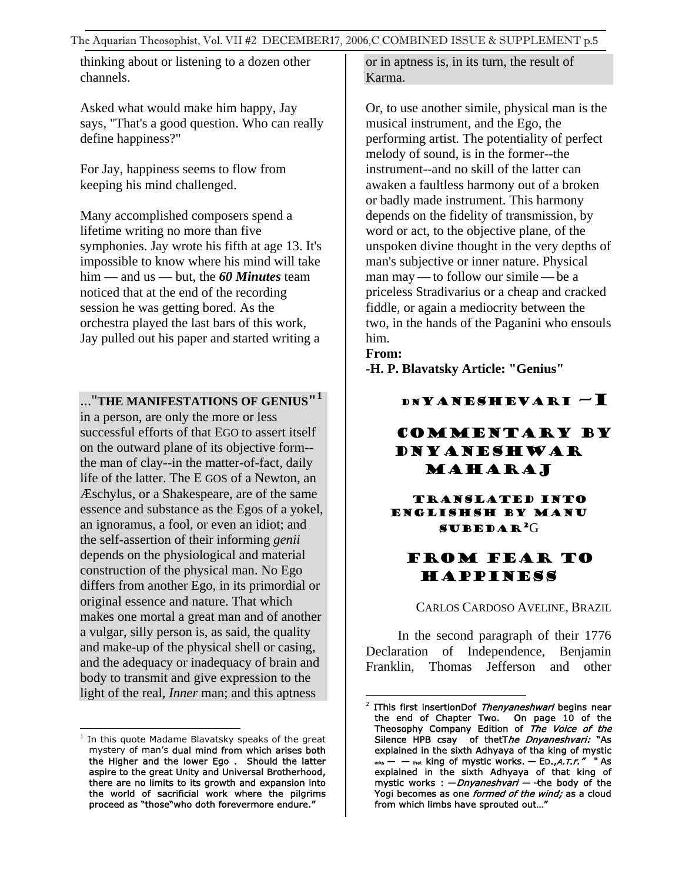thinking about or listening to a dozen other channels.

Asked what would make him happy, Jay says, "That's a good question. Who can really define happiness?"

For Jay, happiness seems to flow from keeping his mind challenged.

Many accomplished composers spend a lifetime writing no more than five symphonies. Jay wrote his fifth at age 13. It's impossible to know where his mind will take him — and us — but, the ***60 Minutes*** team noticed that at the end of the recording session he was getting bored. As the orchestra played the last bars of this work, Jay pulled out his paper and started writing a

…"**THE MANIFESTATIONS OF GENIUS**"[1] in a person, are only the more or less successful efforts of that EGO to assert itself on the outward plane of its objective form--the man of clay--in the matter-of-fact, daily life of the latter. The E GOS of a Newton, an Æschylus, or a Shakespeare, are of the same essence and substance as the Egos of a yokel, an ignoramus, a fool, or even an idiot; and the self-assertion of their informing *genii* depends on the physiological and material construction of the physical man. No Ego differs from another Ego, in its primordial or original essence and nature. That which makes one mortal a great man and of another a vulgar, silly person is, as said, the quality and make-up of the physical shell or casing, and the adequacy or inadequacy of brain and body to transmit and give expression to the light of the real, *Inner* man; and this aptness or in aptness is, in its turn, the result of Karma.

Or, to use another simile, physical man is the musical instrument, and the Ego, the performing artist. The potentiality of perfect melody of sound, is in the former--the instrument--and no skill of the latter can awaken a faultless harmony out of a broken or badly made instrument. This harmony depends on the fidelity of transmission, by word or act, to the objective plane, of the unspoken divine thought in the very depths of man's subjective or inner nature. Physical man may — to follow our simile — be a priceless Stradivarius or a cheap and cracked fiddle, or again a mediocrity between the two, in the hands of the Paganini who ensouls him.

**From:**
**-H. P. Blavatsky Article: "Genius"**

[1] In this quote Madame Blavatsky speaks of the great mystery of man's dual mind from which arises both the Higher and the lower Ego . Should the latter aspire to the great Unity and Universal Brotherhood, there are no limits to its growth and expansion into the world of sacrificial work where the pilgrims proceed as "those"who doth forevermore endure."

# DNYANESHEVARI –I

## COMMENTARY BY DNYANESHWAR MAHARAJ

### TRANSLATED INTO ENGLISHSH BY MANU SUBEDAR[2]G

## FROM FEAR TO HAPPINESS

CARLOS CARDOSO AVELINE, BRAZIL

In the second paragraph of their 1776 Declaration of Independence, Benjamin Franklin, Thomas Jefferson and other

[2] IThis first insertionDof *Thenyaneshwari* begins near the end of Chapter Two. On page 10 of the Theosophy Company Edition of *The Voice of the* Silence HPB csay of thetT*he Dnyaneshvari:* "As explained in the sixth Adhyaya of tha king of mystic orks — — that king of mystic works. — ED.,*A.T.r."* " As explained in the sixth Adhyaya of that king of mystic works : —*Dnyaneshvari* — -the body of the Yogi becomes as one *formed of the wind;* as a cloud from which limbs have sprouted out…"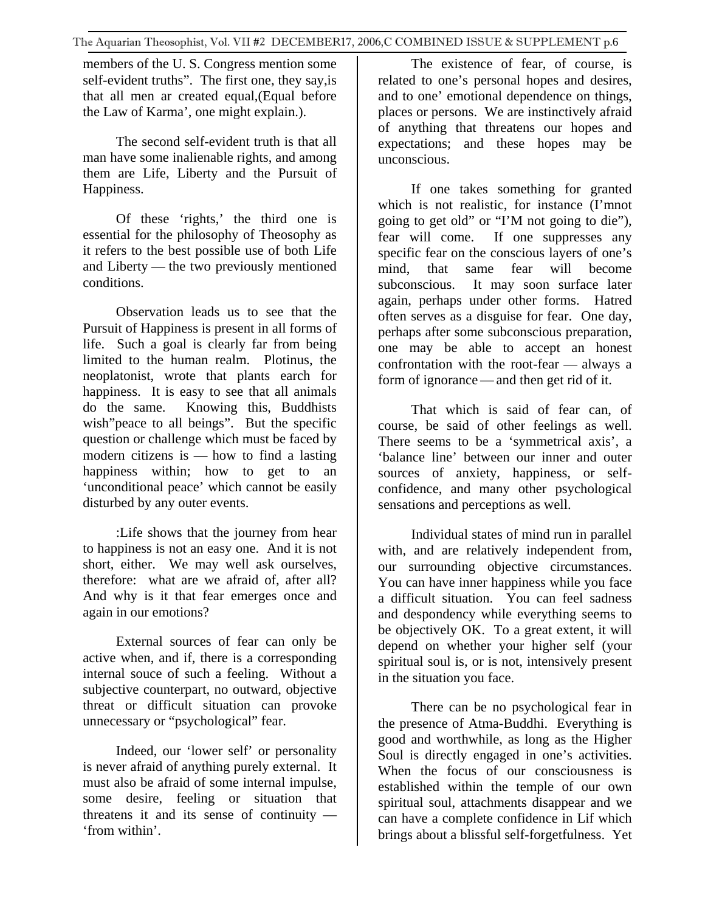members of the U. S. Congress mention some self-evident truths". The first one, they say,is that all men ar created equal,(Equal before the Law of Karma', one might explain.).

The second self-evident truth is that all man have some inalienable rights, and among them are Life, Liberty and the Pursuit of Happiness.

Of these 'rights,' the third one is essential for the philosophy of Theosophy as it refers to the best possible use of both Life and Liberty — the two previously mentioned conditions.

Observation leads us to see that the Pursuit of Happiness is present in all forms of life. Such a goal is clearly far from being limited to the human realm. Plotinus, the neoplatonist, wrote that plants earch for happiness. It is easy to see that all animals do the same. Knowing this, Buddhists wish"peace to all beings". But the specific question or challenge which must be faced by modern citizens is — how to find a lasting happiness within; how to get to an 'unconditional peace' which cannot be easily disturbed by any outer events.

:Life shows that the journey from hear to happiness is not an easy one. And it is not short, either. We may well ask ourselves, therefore: what are we afraid of, after all? And why is it that fear emerges once and again in our emotions?

External sources of fear can only be active when, and if, there is a corresponding internal souce of such a feeling. Without a subjective counterpart, no outward, objective threat or difficult situation can provoke unnecessary or "psychological" fear.

Indeed, our 'lower self' or personality is never afraid of anything purely external. It must also be afraid of some internal impulse, some desire, feeling or situation that threatens it and its sense of continuity — 'from within'.

The existence of fear, of course, is related to one's personal hopes and desires, and to one' emotional dependence on things, places or persons. We are instinctively afraid of anything that threatens our hopes and expectations; and these hopes may be unconscious.

If one takes something for granted which is not realistic, for instance (I'mnot going to get old" or "I'M not going to die"), fear will come. If one suppresses any specific fear on the conscious layers of one's mind, that same fear will become subconscious. It may soon surface later again, perhaps under other forms. Hatred often serves as a disguise for fear. One day, perhaps after some subconscious preparation, one may be able to accept an honest confrontation with the root-fear — always a form of ignorance — and then get rid of it.

That which is said of fear can, of course, be said of other feelings as well. There seems to be a 'symmetrical axis', a 'balance line' between our inner and outer sources of anxiety, happiness, or self-confidence, and many other psychological sensations and perceptions as well.

Individual states of mind run in parallel with, and are relatively independent from, our surrounding objective circumstances. You can have inner happiness while you face a difficult situation. You can feel sadness and despondency while everything seems to be objectively OK. To a great extent, it will depend on whether your higher self (your spiritual soul is, or is not, intensively present in the situation you face.

There can be no psychological fear in the presence of Atma-Buddhi. Everything is good and worthwhile, as long as the Higher Soul is directly engaged in one's activities. When the focus of our consciousness is established within the temple of our own spiritual soul, attachments disappear and we can have a complete confidence in Lif which brings about a blissful self-forgetfulness. Yet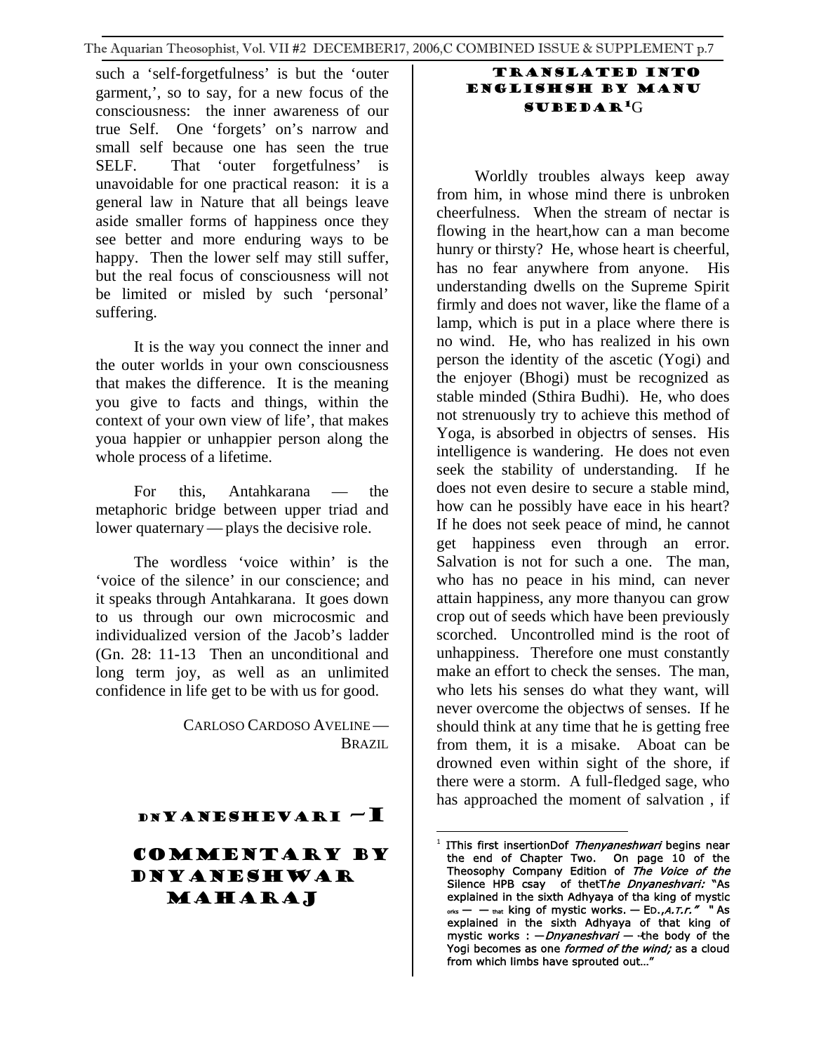such a 'self-forgetfulness' is but the 'outer garment,', so to say, for a new focus of the consciousness: the inner awareness of our true Self. One 'forgets' on's narrow and small self because one has seen the true SELF. That 'outer forgetfulness' is unavoidable for one practical reason: it is a general law in Nature that all beings leave aside smaller forms of happiness once they see better and more enduring ways to be happy. Then the lower self may still suffer, but the real focus of consciousness will not be limited or misled by such 'personal' suffering.

It is the way you connect the inner and the outer worlds in your own consciousness that makes the difference. It is the meaning you give to facts and things, within the context of your own view of life', that makes youa happier or unhappier person along the whole process of a lifetime.

For this, Antahkarana — the metaphoric bridge between upper triad and lower quaternary — plays the decisive role.

The wordless 'voice within' is the 'voice of the silence' in our conscience; and it speaks through Antahkarana. It goes down to us through our own microcosmic and individualized version of the Jacob's ladder (Gn. 28: 11-13 Then an unconditional and long term joy, as well as an unlimited confidence in life get to be with us for good.

CARLOSO CARDOSO AVELINE — BRAZIL

# DNYANESHEVARI ~I

## COMMENTARY BY DNYANESHWAR MAHARAJ

### TRANSLATED INTO ENGLISHSH BY MANU SUBEDAR[1]G

Worldly troubles always keep away from him, in whose mind there is unbroken cheerfulness. When the stream of nectar is flowing in the heart,how can a man become hunry or thirsty? He, whose heart is cheerful, has no fear anywhere from anyone. His understanding dwells on the Supreme Spirit firmly and does not waver, like the flame of a lamp, which is put in a place where there is no wind. He, who has realized in his own person the identity of the ascetic (Yogi) and the enjoyer (Bhogi) must be recognized as stable minded (Sthira Budhi). He, who does not strenuously try to achieve this method of Yoga, is absorbed in objectrs of senses. His intelligence is wandering. He does not even seek the stability of understanding. If he does not even desire to secure a stable mind, how can he possibly have eace in his heart? If he does not seek peace of mind, he cannot get happiness even through an error. Salvation is not for such a one. The man, who has no peace in his mind, can never attain happiness, any more thanyou can grow crop out of seeds which have been previously scorched. Uncontrolled mind is the root of unhappiness. Therefore one must constantly make an effort to check the senses. The man, who lets his senses do what they want, will never overcome the objectws of senses. If he should think at any time that he is getting free from them, it is a misake. Aboat can be drowned even within sight of the shore, if there were a storm. A full-fledged sage, who has approached the moment of salvation , if

---

[1] IThis first insertionDof *Thenyaneshwari* begins near the end of Chapter Two. On page 10 of the Theosophy Company Edition of *The Voice of the* Silence HPB csay of thetT*he Dnyaneshvari:* "As explained in the sixth Adhyaya of tha king of mystic orks — — that king of mystic works. — ED.,*A.T.r."* " As explained in the sixth Adhyaya of that king of mystic works : —*Dnyaneshvari* — -the body of the Yogi becomes as one *formed of the wind;* as a cloud from which limbs have sprouted out…"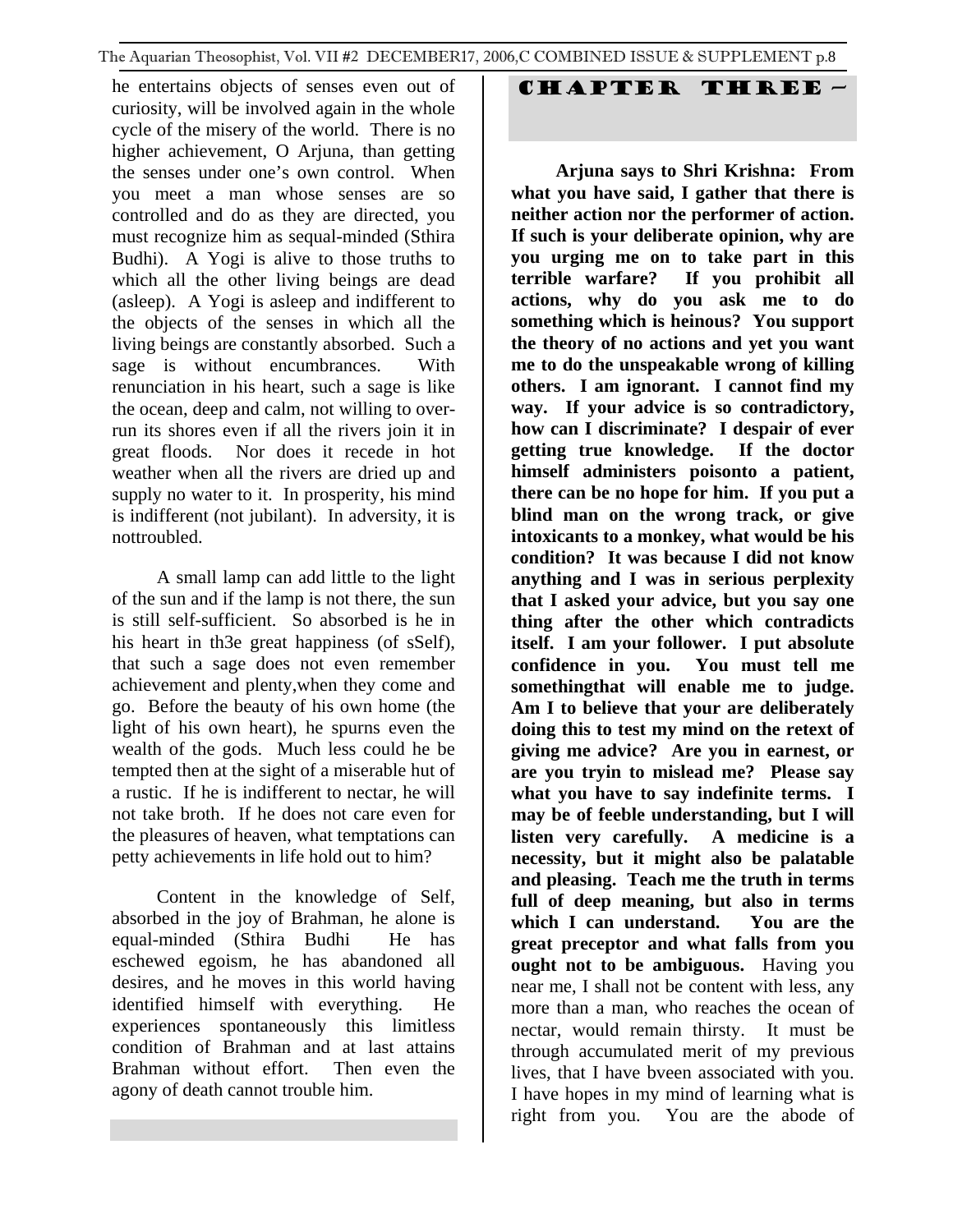he entertains objects of senses even out of curiosity, will be involved again in the whole cycle of the misery of the world. There is no higher achievement, O Arjuna, than getting the senses under one's own control. When you meet a man whose senses are so controlled and do as they are directed, you must recognize him as sequal-minded (Sthira Budhi). A Yogi is alive to those truths to which all the other living beings are dead (asleep). A Yogi is asleep and indifferent to the objects of the senses in which all the living beings are constantly absorbed. Such a sage is without encumbrances. With renunciation in his heart, such a sage is like the ocean, deep and calm, not willing to over-run its shores even if all the rivers join it in great floods. Nor does it recede in hot weather when all the rivers are dried up and supply no water to it. In prosperity, his mind is indifferent (not jubilant). In adversity, it is nottroubled.

A small lamp can add little to the light of the sun and if the lamp is not there, the sun is still self-sufficient. So absorbed is he in his heart in th3e great happiness (of sSelf), that such a sage does not even remember achievement and plenty,when they come and go. Before the beauty of his own home (the light of his own heart), he spurns even the wealth of the gods. Much less could he be tempted then at the sight of a miserable hut of a rustic. If he is indifferent to nectar, he will not take broth. If he does not care even for the pleasures of heaven, what temptations can petty achievements in life hold out to him?

Content in the knowledge of Self, absorbed in the joy of Brahman, he alone is equal-minded (Sthira Budhi He has eschewed egoism, he has abandoned all desires, and he moves in this world having identified himself with everything. He experiences spontaneously this limitless condition of Brahman and at last attains Brahman without effort. Then even the agony of death cannot trouble him.

## CHAPTER THREE –

**Arjuna says to Shri Krishna: From what you have said, I gather that there is neither action nor the performer of action. If such is your deliberate opinion, why are you urging me on to take part in this terrible warfare? If you prohibit all actions, why do you ask me to do something which is heinous? You support the theory of no actions and yet you want me to do the unspeakable wrong of killing others. I am ignorant. I cannot find my way. If your advice is so contradictory, how can I discriminate? I despair of ever getting true knowledge. If the doctor himself administers poisonto a patient, there can be no hope for him. If you put a blind man on the wrong track, or give intoxicants to a monkey, what would be his condition? It was because I did not know anything and I was in serious perplexity that I asked your advice, but you say one thing after the other which contradicts itself. I am your follower. I put absolute confidence in you. You must tell me somethingthat will enable me to judge. Am I to believe that your are deliberately doing this to test my mind on the retext of giving me advice? Are you in earnest, or are you tryin to mislead me? Please say what you have to say indefinite terms. I may be of feeble understanding, but I will listen very carefully. A medicine is a necessity, but it might also be palatable and pleasing. Teach me the truth in terms full of deep meaning, but also in terms which I can understand. You are the great preceptor and what falls from you ought not to be ambiguous.** Having you near me, I shall not be content with less, any more than a man, who reaches the ocean of nectar, would remain thirsty. It must be through accumulated merit of my previous lives, that I have bveen associated with you. I have hopes in my mind of learning what is right from you. You are the abode of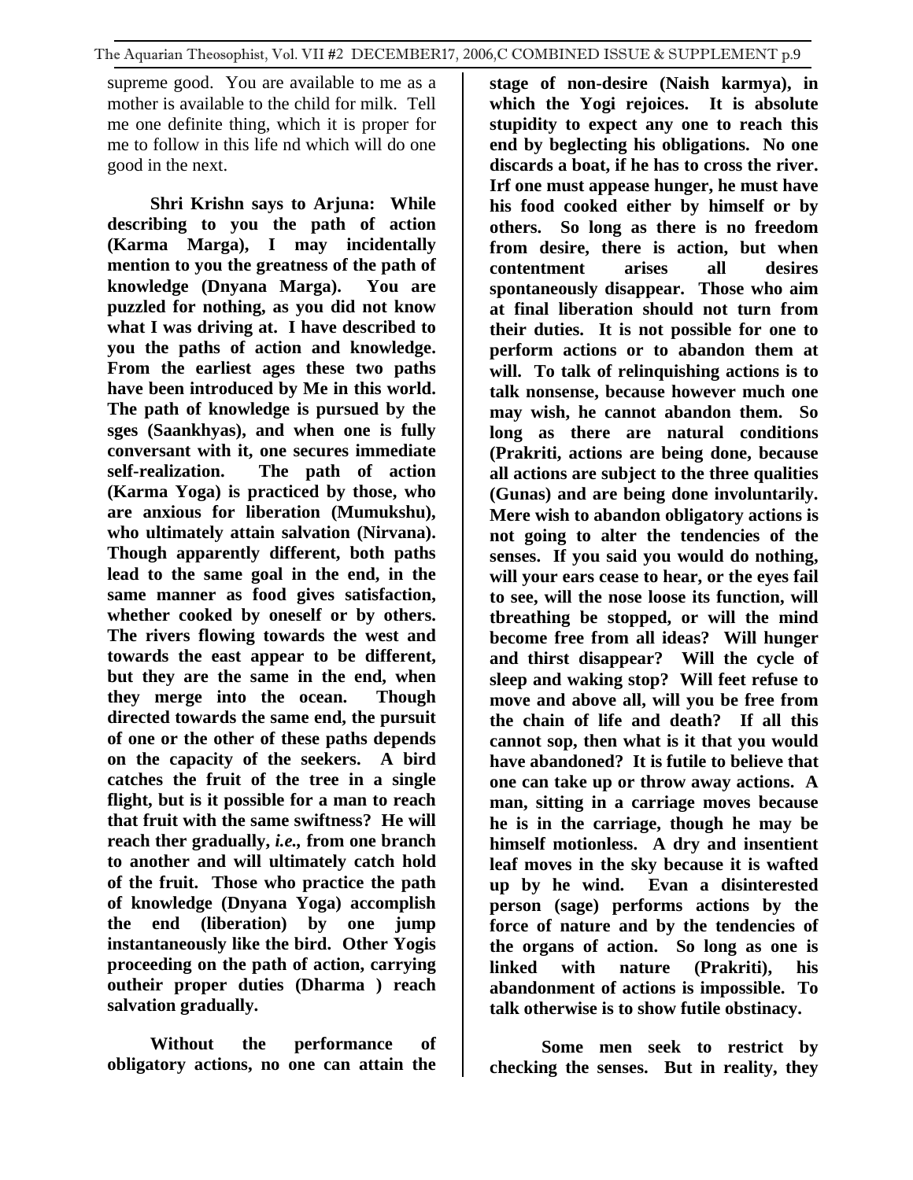supreme good. You are available to me as a mother is available to the child for milk. Tell me one definite thing, which it is proper for me to follow in this life nd which will do one good in the next.

**Shri Krishn says to Arjuna: While describing to you the path of action (Karma Marga), I may incidentally mention to you the greatness of the path of knowledge (Dnyana Marga). You are puzzled for nothing, as you did not know what I was driving at. I have described to you the paths of action and knowledge. From the earliest ages these two paths have been introduced by Me in this world. The path of knowledge is pursued by the sges (Saankhyas), and when one is fully conversant with it, one secures immediate self-realization. The path of action (Karma Yoga) is practiced by those, who are anxious for liberation (Mumukshu), who ultimately attain salvation (Nirvana). Though apparently different, both paths lead to the same goal in the end, in the same manner as food gives satisfaction, whether cooked by oneself or by others. The rivers flowing towards the west and towards the east appear to be different, but they are the same in the end, when they merge into the ocean. Though directed towards the same end, the pursuit of one or the other of these paths depends on the capacity of the seekers. A bird catches the fruit of the tree in a single flight, but is it possible for a man to reach that fruit with the same swiftness? He will reach ther gradually, *i.e.*, from one branch to another and will ultimately catch hold of the fruit. Those who practice the path of knowledge (Dnyana Yoga) accomplish the end (liberation) by one jump instantaneously like the bird. Other Yogis proceeding on the path of action, carrying outheir proper duties (Dharma ) reach salvation gradually.**

**Without the performance of obligatory actions, no one can attain the stage of non-desire (Naish karmya), in which the Yogi rejoices. It is absolute stupidity to expect any one to reach this end by beglecting his obligations. No one discards a boat, if he has to cross the river. Irf one must appease hunger, he must have his food cooked either by himself or by others. So long as there is no freedom from desire, there is action, but when contentment arises all desires spontaneously disappear. Those who aim at final liberation should not turn from their duties. It is not possible for one to perform actions or to abandon them at will. To talk of relinquishing actions is to talk nonsense, because however much one may wish, he cannot abandon them. So long as there are natural conditions (Prakriti, actions are being done, because all actions are subject to the three qualities (Gunas) and are being done involuntarily. Mere wish to abandon obligatory actions is not going to alter the tendencies of the senses. If you said you would do nothing, will your ears cease to hear, or the eyes fail to see, will the nose loose its function, will tbreathing be stopped, or will the mind become free from all ideas? Will hunger and thirst disappear? Will the cycle of sleep and waking stop? Will feet refuse to move and above all, will you be free from the chain of life and death? If all this cannot sop, then what is it that you would have abandoned? It is futile to believe that one can take up or throw away actions. A man, sitting in a carriage moves because he is in the carriage, though he may be himself motionless. A dry and insentient leaf moves in the sky because it is wafted up by he wind. Evan a disinterested person (sage) performs actions by the force of nature and by the tendencies of the organs of action. So long as one is linked with nature (Prakriti), his abandonment of actions is impossible. To talk otherwise is to show futile obstinacy.**

**Some men seek to restrict by checking the senses. But in reality, they**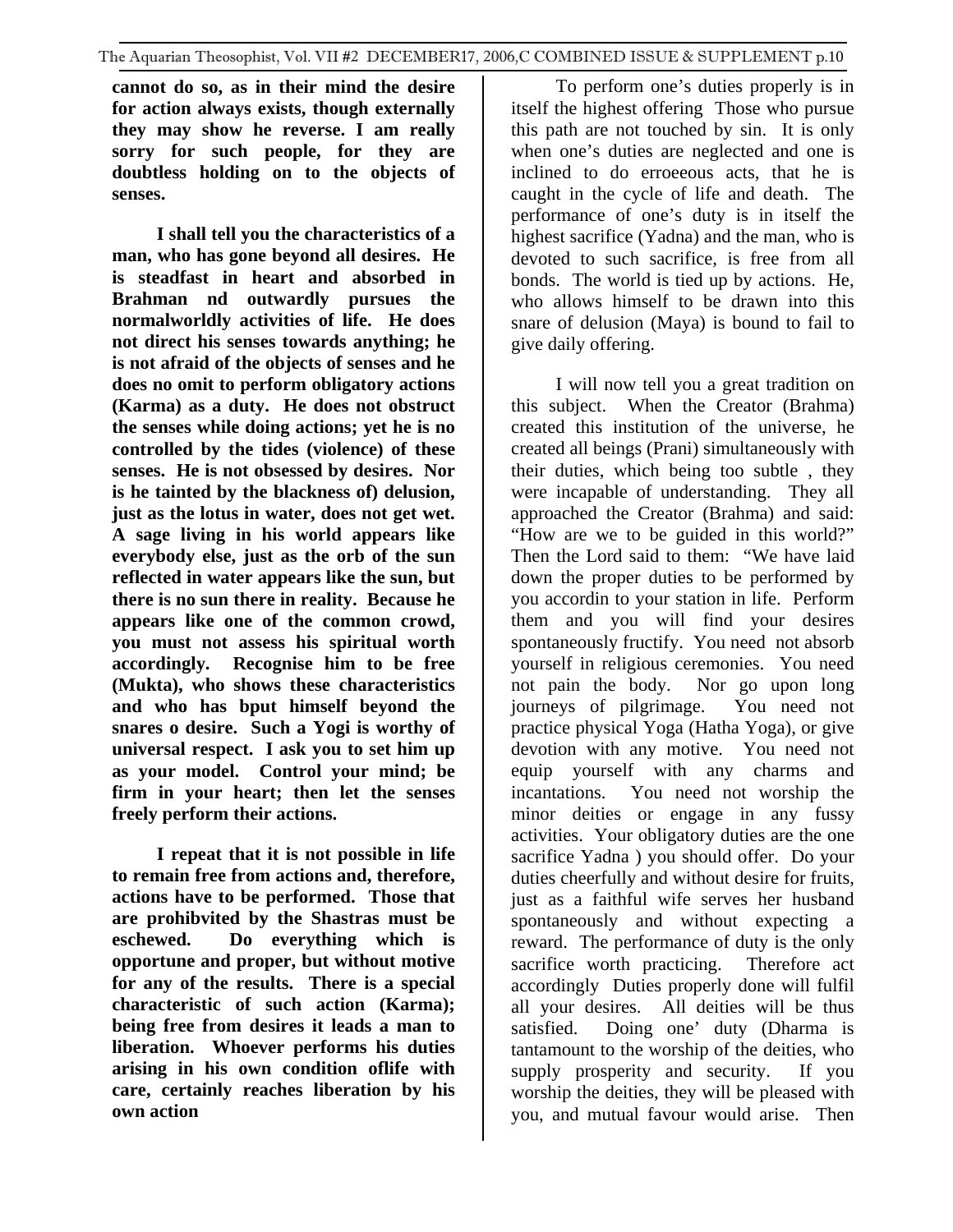**cannot do so, as in their mind the desire for action always exists, though externally they may show he reverse. I am really sorry for such people, for they are doubtless holding on to the objects of senses.**

**I shall tell you the characteristics of a man, who has gone beyond all desires. He is steadfast in heart and absorbed in Brahman nd outwardly pursues the normalworldly activities of life. He does not direct his senses towards anything; he is not afraid of the objects of senses and he does no omit to perform obligatory actions (Karma) as a duty. He does not obstruct the senses while doing actions; yet he is no controlled by the tides (violence) of these senses. He is not obsessed by desires. Nor is he tainted by the blackness of) delusion, just as the lotus in water, does not get wet. A sage living in his world appears like everybody else, just as the orb of the sun reflected in water appears like the sun, but there is no sun there in reality. Because he appears like one of the common crowd, you must not assess his spiritual worth accordingly. Recognise him to be free (Mukta), who shows these characteristics and who has bput himself beyond the snares o desire. Such a Yogi is worthy of universal respect. I ask you to set him up as your model. Control your mind; be firm in your heart; then let the senses freely perform their actions.**

**I repeat that it is not possible in life to remain free from actions and, therefore, actions have to be performed. Those that are prohibvited by the Shastras must be eschewed. Do everything which is opportune and proper, but without motive for any of the results. There is a special characteristic of such action (Karma); being free from desires it leads a man to liberation. Whoever performs his duties arising in his own condition oflife with care, certainly reaches liberation by his own action**

To perform one's duties properly is in itself the highest offering Those who pursue this path are not touched by sin. It is only when one's duties are neglected and one is inclined to do erroeeous acts, that he is caught in the cycle of life and death. The performance of one's duty is in itself the highest sacrifice (Yadna) and the man, who is devoted to such sacrifice, is free from all bonds. The world is tied up by actions. He, who allows himself to be drawn into this snare of delusion (Maya) is bound to fail to give daily offering.

I will now tell you a great tradition on this subject. When the Creator (Brahma) created this institution of the universe, he created all beings (Prani) simultaneously with their duties, which being too subtle , they were incapable of understanding. They all approached the Creator (Brahma) and said: "How are we to be guided in this world?" Then the Lord said to them: "We have laid down the proper duties to be performed by you accordin to your station in life. Perform them and you will find your desires spontaneously fructify. You need not absorb yourself in religious ceremonies. You need not pain the body. Nor go upon long journeys of pilgrimage. You need not practice physical Yoga (Hatha Yoga), or give devotion with any motive. You need not equip yourself with any charms and incantations. You need not worship the minor deities or engage in any fussy activities. Your obligatory duties are the one sacrifice Yadna ) you should offer. Do your duties cheerfully and without desire for fruits, just as a faithful wife serves her husband spontaneously and without expecting a reward. The performance of duty is the only sacrifice worth practicing. Therefore act accordingly Duties properly done will fulfil all your desires. All deities will be thus satisfied. Doing one' duty (Dharma is tantamount to the worship of the deities, who supply prosperity and security. If you worship the deities, they will be pleased with you, and mutual favour would arise. Then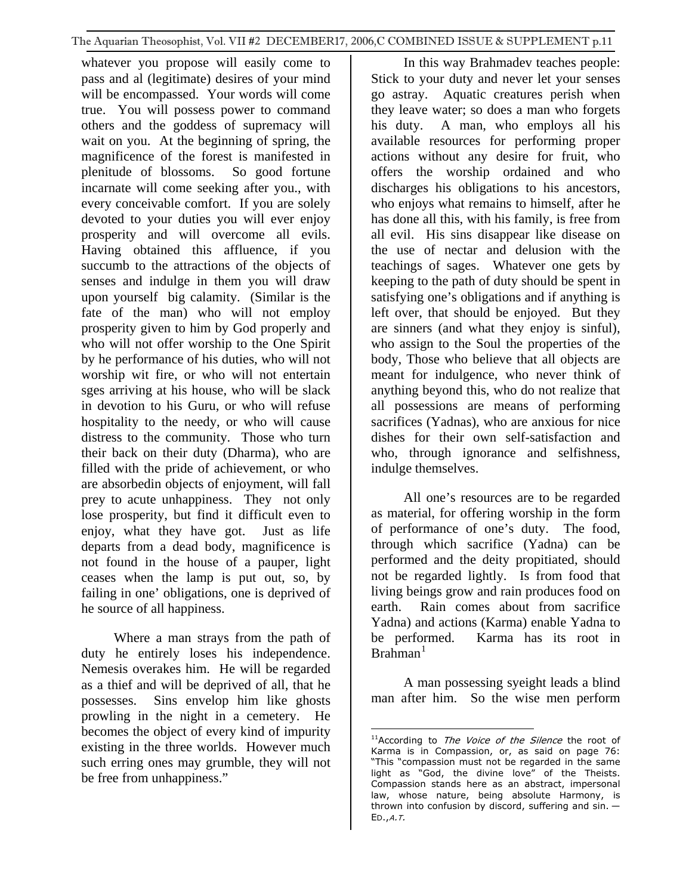whatever you propose will easily come to pass and al (legitimate) desires of your mind will be encompassed. Your words will come true. You will possess power to command others and the goddess of supremacy will wait on you. At the beginning of spring, the magnificence of the forest is manifested in plenitude of blossoms. So good fortune incarnate will come seeking after you., with every conceivable comfort. If you are solely devoted to your duties you will ever enjoy prosperity and will overcome all evils. Having obtained this affluence, if you succumb to the attractions of the objects of senses and indulge in them you will draw upon yourself big calamity. (Similar is the fate of the man) who will not employ prosperity given to him by God properly and who will not offer worship to the One Spirit by he performance of his duties, who will not worship wit fire, or who will not entertain sges arriving at his house, who will be slack in devotion to his Guru, or who will refuse hospitality to the needy, or who will cause distress to the community. Those who turn their back on their duty (Dharma), who are filled with the pride of achievement, or who are absorbedin objects of enjoyment, will fall prey to acute unhappiness. They not only lose prosperity, but find it difficult even to enjoy, what they have got. Just as life departs from a dead body, magnificence is not found in the house of a pauper, light ceases when the lamp is put out, so, by failing in one' obligations, one is deprived of he source of all happiness.

Where a man strays from the path of duty he entirely loses his independence. Nemesis overakes him. He will be regarded as a thief and will be deprived of all, that he possesses. Sins envelop him like ghosts prowling in the night in a cemetery. He becomes the object of every kind of impurity existing in the three worlds. However much such erring ones may grumble, they will not be free from unhappiness."

In this way Brahmadev teaches people: Stick to your duty and never let your senses go astray. Aquatic creatures perish when they leave water; so does a man who forgets his duty. A man, who employs all his available resources for performing proper actions without any desire for fruit, who offers the worship ordained and who discharges his obligations to his ancestors, who enjoys what remains to himself, after he has done all this, with his family, is free from all evil. His sins disappear like disease on the use of nectar and delusion with the teachings of sages. Whatever one gets by keeping to the path of duty should be spent in satisfying one's obligations and if anything is left over, that should be enjoyed. But they are sinners (and what they enjoy is sinful), who assign to the Soul the properties of the body, Those who believe that all objects are meant for indulgence, who never think of anything beyond this, who do not realize that all possessions are means of performing sacrifices (Yadnas), who are anxious for nice dishes for their own self-satisfaction and who, through ignorance and selfishness, indulge themselves.

All one's resources are to be regarded as material, for offering worship in the form of performance of one's duty. The food, through which sacrifice (Yadna) can be performed and the deity propitiated, should not be regarded lightly. Is from food that living beings grow and rain produces food on earth. Rain comes about from sacrifice Yadna) and actions (Karma) enable Yadna to be performed. Karma has its root in Brahman[1]

A man possessing syeight leads a blind man after him. So the wise men perform

---

[11]According to *The Voice of the Silence* the root of Karma is in Compassion, or, as said on page 76: "This "compassion must not be regarded in the same light as "God, the divine love" of the Theists. Compassion stands here as an abstract, impersonal law, whose nature, being absolute Harmony, is thrown into confusion by discord, suffering and sin. —ED.,*A.T.*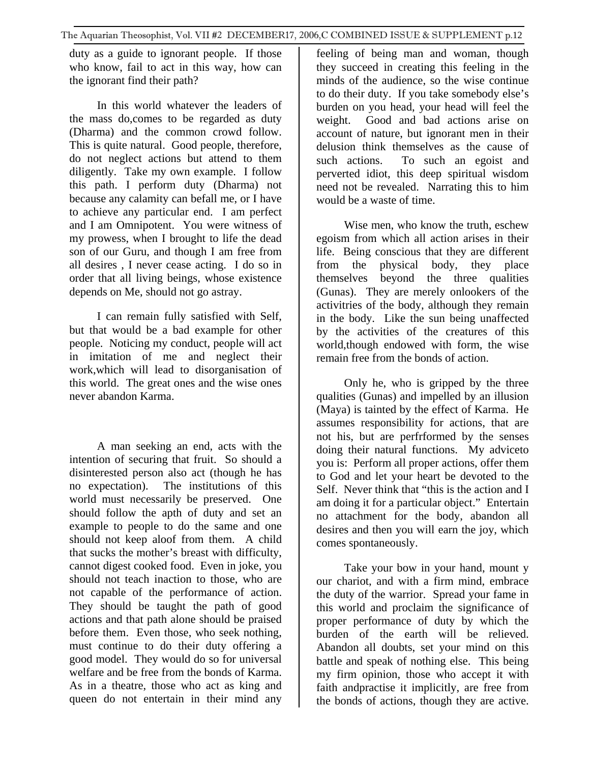duty as a guide to ignorant people. If those who know, fail to act in this way, how can the ignorant find their path?

In this world whatever the leaders of the mass do,comes to be regarded as duty (Dharma) and the common crowd follow. This is quite natural. Good people, therefore, do not neglect actions but attend to them diligently. Take my own example. I follow this path. I perform duty (Dharma) not because any calamity can befall me, or I have to achieve any particular end. I am perfect and I am Omnipotent. You were witness of my prowess, when I brought to life the dead son of our Guru, and though I am free from all desires , I never cease acting. I do so in order that all living beings, whose existence depends on Me, should not go astray.

I can remain fully satisfied with Self, but that would be a bad example for other people. Noticing my conduct, people will act in imitation of me and neglect their work,which will lead to disorganisation of this world. The great ones and the wise ones never abandon Karma.

A man seeking an end, acts with the intention of securing that fruit. So should a disinterested person also act (though he has no expectation). The institutions of this world must necessarily be preserved. One should follow the apth of duty and set an example to people to do the same and one should not keep aloof from them. A child that sucks the mother's breast with difficulty, cannot digest cooked food. Even in joke, you should not teach inaction to those, who are not capable of the performance of action. They should be taught the path of good actions and that path alone should be praised before them. Even those, who seek nothing, must continue to do their duty offering a good model. They would do so for universal welfare and be free from the bonds of Karma. As in a theatre, those who act as king and queen do not entertain in their mind any feeling of being man and woman, though they succeed in creating this feeling in the minds of the audience, so the wise continue to do their duty. If you take somebody else's burden on you head, your head will feel the weight. Good and bad actions arise on account of nature, but ignorant men in their delusion think themselves as the cause of such actions. To such an egoist and perverted idiot, this deep spiritual wisdom need not be revealed. Narrating this to him would be a waste of time.

Wise men, who know the truth, eschew egoism from which all action arises in their life. Being conscious that they are different from the physical body, they place themselves beyond the three qualities (Gunas). They are merely onlookers of the activitries of the body, although they remain in the body. Like the sun being unaffected by the activities of the creatures of this world,though endowed with form, the wise remain free from the bonds of action.

Only he, who is gripped by the three qualities (Gunas) and impelled by an illusion (Maya) is tainted by the effect of Karma. He assumes responsibility for actions, that are not his, but are perfrformed by the senses doing their natural functions. My adviceto you is: Perform all proper actions, offer them to God and let your heart be devoted to the Self. Never think that "this is the action and I am doing it for a particular object." Entertain no attachment for the body, abandon all desires and then you will earn the joy, which comes spontaneously.

Take your bow in your hand, mount y our chariot, and with a firm mind, embrace the duty of the warrior. Spread your fame in this world and proclaim the significance of proper performance of duty by which the burden of the earth will be relieved. Abandon all doubts, set your mind on this battle and speak of nothing else. This being my firm opinion, those who accept it with faith andpractise it implicitly, are free from the bonds of actions, though they are active.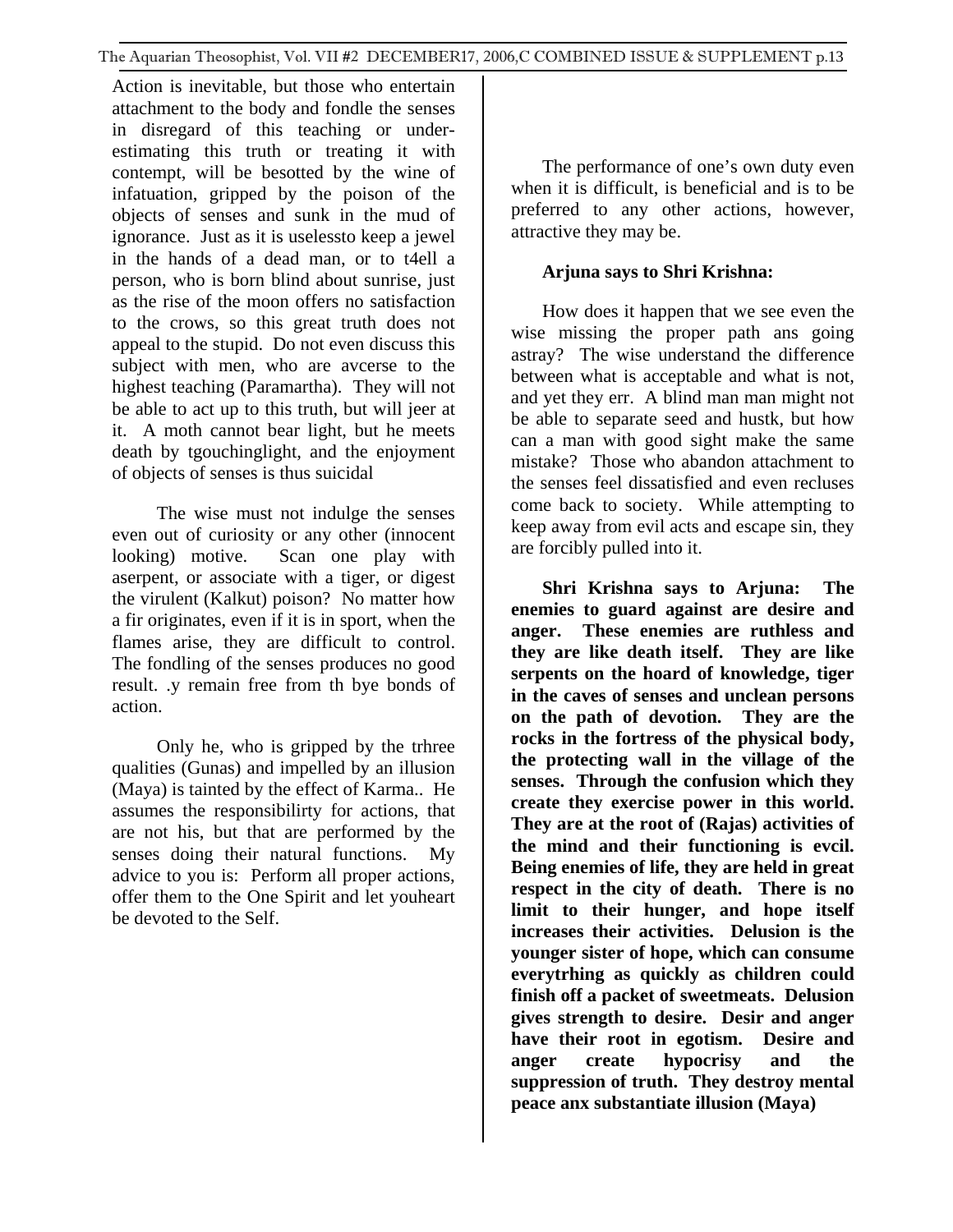Action is inevitable, but those who entertain attachment to the body and fondle the senses in disregard of this teaching or under-estimating this truth or treating it with contempt, will be besotted by the wine of infatuation, gripped by the poison of the objects of senses and sunk in the mud of ignorance. Just as it is uselessto keep a jewel in the hands of a dead man, or to t4ell a person, who is born blind about sunrise, just as the rise of the moon offers no satisfaction to the crows, so this great truth does not appeal to the stupid. Do not even discuss this subject with men, who are avcerse to the highest teaching (Paramartha). They will not be able to act up to this truth, but will jeer at it. A moth cannot bear light, but he meets death by tgouchinglight, and the enjoyment of objects of senses is thus suicidal

The wise must not indulge the senses even out of curiosity or any other (innocent looking) motive. Scan one play with aserpent, or associate with a tiger, or digest the virulent (Kalkut) poison? No matter how a fir originates, even if it is in sport, when the flames arise, they are difficult to control. The fondling of the senses produces no good result. .y remain free from th bye bonds of action.

Only he, who is gripped by the trhree qualities (Gunas) and impelled by an illusion (Maya) is tainted by the effect of Karma.. He assumes the responsibilirty for actions, that are not his, but that are performed by the senses doing their natural functions. My advice to you is: Perform all proper actions, offer them to the One Spirit and let youheart be devoted to the Self.

The performance of one's own duty even when it is difficult, is beneficial and is to be preferred to any other actions, however, attractive they may be.

**Arjuna says to Shri Krishna:**

How does it happen that we see even the wise missing the proper path ans going astray? The wise understand the difference between what is acceptable and what is not, and yet they err. A blind man man might not be able to separate seed and hustk, but how can a man with good sight make the same mistake? Those who abandon attachment to the senses feel dissatisfied and even recluses come back to society. While attempting to keep away from evil acts and escape sin, they are forcibly pulled into it.

**Shri Krishna says to Arjuna: The enemies to guard against are desire and anger. These enemies are ruthless and they are like death itself. They are like serpents on the hoard of knowledge, tiger in the caves of senses and unclean persons on the path of devotion. They are the rocks in the fortress of the physical body, the protecting wall in the village of the senses. Through the confusion which they create they exercise power in this world. They are at the root of (Rajas) activities of the mind and their functioning is evcil. Being enemies of life, they are held in great respect in the city of death. There is no limit to their hunger, and hope itself increases their activities. Delusion is the younger sister of hope, which can consume everytrhing as quickly as children could finish off a packet of sweetmeats. Delusion gives strength to desire. Desir and anger have their root in egotism. Desire and anger create hypocrisy and the suppression of truth. They destroy mental peace anx substantiate illusion (Maya)**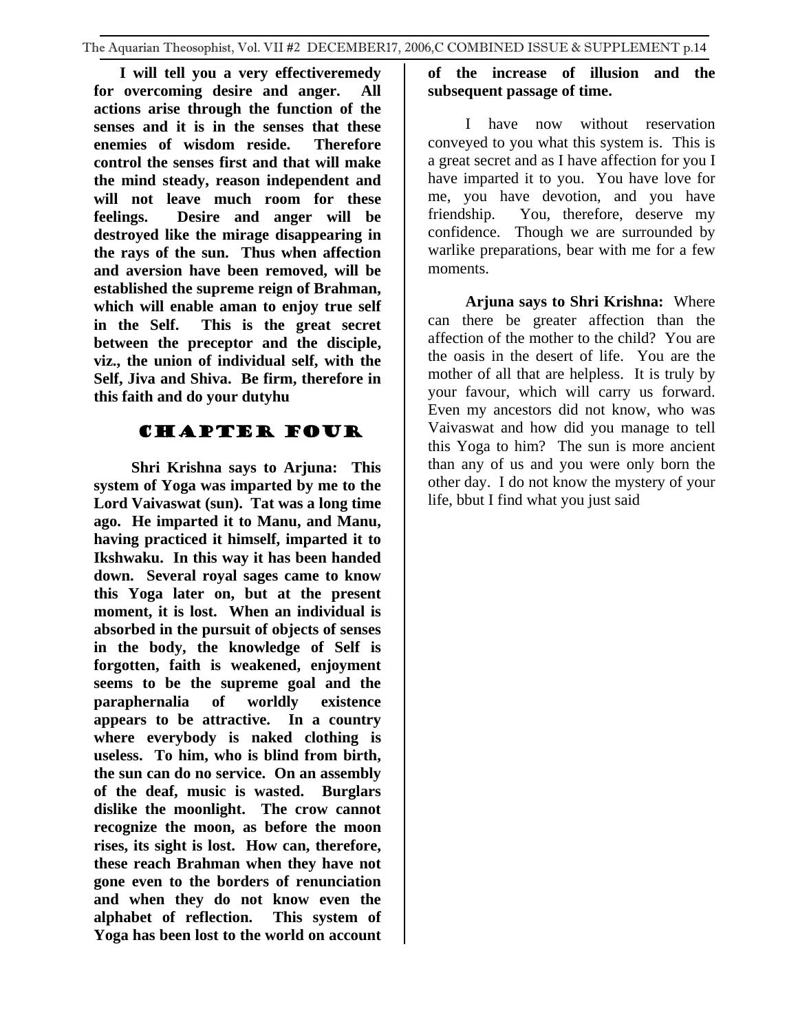**I will tell you a very effectiveremedy for overcoming desire and anger. All actions arise through the function of the senses and it is in the senses that these enemies of wisdom reside. Therefore control the senses first and that will make the mind steady, reason independent and will not leave much room for these feelings. Desire and anger will be destroyed like the mirage disappearing in the rays of the sun. Thus when affection and aversion have been removed, will be established the supreme reign of Brahman, which will enable aman to enjoy true self in the Self. This is the great secret between the preceptor and the disciple, viz., the union of individual self, with the Self, Jiva and Shiva. Be firm, therefore in this faith and do your dutyhu**

## CHAPTER FOUR

**Shri Krishna says to Arjuna: This system of Yoga was imparted by me to the Lord Vaivaswat (sun). Tat was a long time ago. He imparted it to Manu, and Manu, having practiced it himself, imparted it to Ikshwaku. In this way it has been handed down. Several royal sages came to know this Yoga later on, but at the present moment, it is lost. When an individual is absorbed in the pursuit of objects of senses in the body, the knowledge of Self is forgotten, faith is weakened, enjoyment seems to be the supreme goal and the paraphernalia of worldly existence appears to be attractive. In a country where everybody is naked clothing is useless. To him, who is blind from birth, the sun can do no service. On an assembly of the deaf, music is wasted. Burglars dislike the moonlight. The crow cannot recognize the moon, as before the moon rises, its sight is lost. How can, therefore, these reach Brahman when they have not gone even to the borders of renunciation and when they do not know even the alphabet of reflection. This system of Yoga has been lost to the world on account of the increase of illusion and the subsequent passage of time.**

I have now without reservation conveyed to you what this system is. This is a great secret and as I have affection for you I have imparted it to you. You have love for me, you have devotion, and you have friendship. You, therefore, deserve my confidence. Though we are surrounded by warlike preparations, bear with me for a few moments.

**Arjuna says to Shri Krishna:** Where can there be greater affection than the affection of the mother to the child? You are the oasis in the desert of life. You are the mother of all that are helpless. It is truly by your favour, which will carry us forward. Even my ancestors did not know, who was Vaivaswat and how did you manage to tell this Yoga to him? The sun is more ancient than any of us and you were only born the other day. I do not know the mystery of your life, bbut I find what you just said